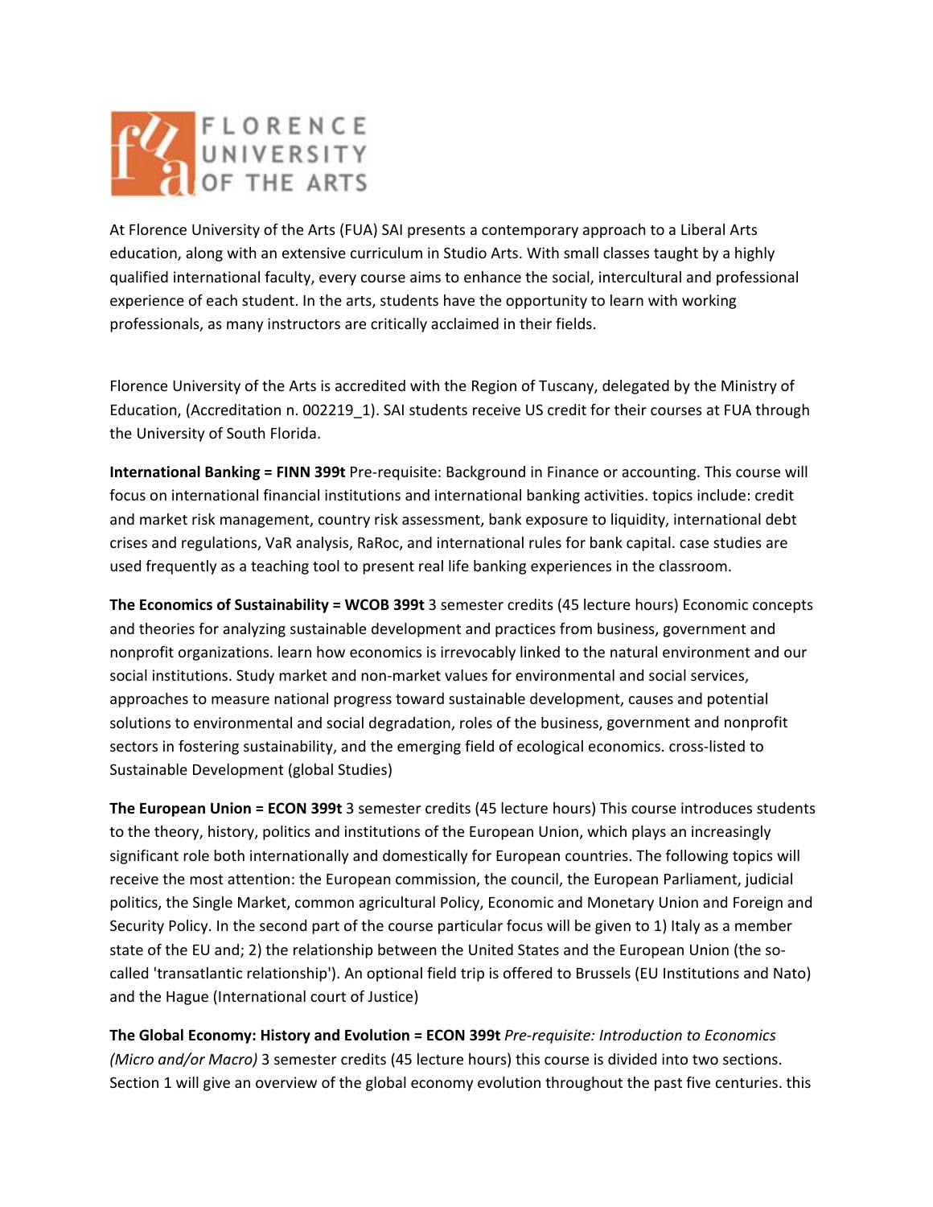# FLORENCE UNIVERSITY OF THE ARTS

At Florence University of the Arts (FUA) SAI presents a contemporary approach to a Liberal Arts education, along with an extensive curriculum in Studio Arts. With small classes taught by a highly qualified international faculty, every course aims to enhance the social, intercultural and professional experience of each student. In the arts, students have the opportunity to learn with working professionals, as many instructors are critically acclaimed in their fields.

Florence University of the Arts is accredited with the Region of Tuscany, delegated by the Ministry of Education, (Accreditation n. 002219_1). SAI students receive US credit for their courses at FUA through the University of South Florida.

**International Banking = FINN 399t** Pre-requisite: Background in Finance or accounting. This course will focus on international financial institutions and international banking activities. topics include: credit and market risk management, country risk assessment, bank exposure to liquidity, international debt crises and regulations, VaR analysis, RaRoc, and international rules for bank capital. case studies are used frequently as a teaching tool to present real life banking experiences in the classroom.

**The Economics of Sustainability = WCOB 399t** 3 semester credits (45 lecture hours) Economic concepts and theories for analyzing sustainable development and practices from business, government and nonprofit organizations. learn how economics is irrevocably linked to the natural environment and our social institutions. Study market and non-market values for environmental and social services, approaches to measure national progress toward sustainable development, causes and potential solutions to environmental and social degradation, roles of the business, government and nonprofit sectors in fostering sustainability, and the emerging field of ecological economics. cross-listed to Sustainable Development (global Studies)

**The European Union = ECON 399t** 3 semester credits (45 lecture hours) This course introduces students to the theory, history, politics and institutions of the European Union, which plays an increasingly significant role both internationally and domestically for European countries. The following topics will receive the most attention: the European commission, the council, the European Parliament, judicial politics, the Single Market, common agricultural Policy, Economic and Monetary Union and Foreign and Security Policy. In the second part of the course particular focus will be given to 1) Italy as a member state of the EU and; 2) the relationship between the United States and the European Union (the so-called 'transatlantic relationship'). An optional field trip is offered to Brussels (EU Institutions and Nato) and the Hague (International court of Justice)

**The Global Economy: History and Evolution = ECON 399t** *Pre-requisite: Introduction to Economics (Micro and/or Macro)* 3 semester credits (45 lecture hours) this course is divided into two sections. Section 1 will give an overview of the global economy evolution throughout the past five centuries. this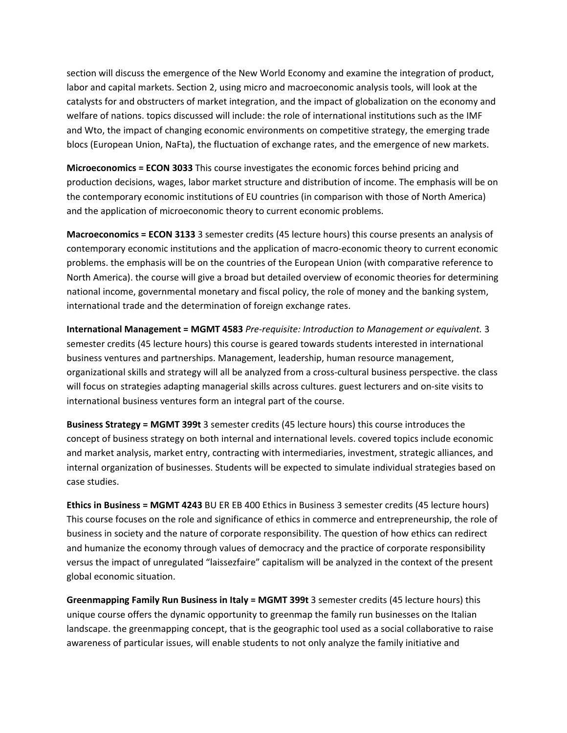section will discuss the emergence of the New World Economy and examine the integration of product, labor and capital markets. Section 2, using micro and macroeconomic analysis tools, will look at the catalysts for and obstructers of market integration, and the impact of globalization on the economy and welfare of nations. topics discussed will include: the role of international institutions such as the IMF and Wto, the impact of changing economic environments on competitive strategy, the emerging trade blocs (European Union, NaFta), the fluctuation of exchange rates, and the emergence of new markets.

**Microeconomics = ECON 3033** This course investigates the economic forces behind pricing and production decisions, wages, labor market structure and distribution of income. The emphasis will be on the contemporary economic institutions of EU countries (in comparison with those of North America) and the application of microeconomic theory to current economic problems.

**Macroeconomics = ECON 3133** 3 semester credits (45 lecture hours) this course presents an analysis of contemporary economic institutions and the application of macro-economic theory to current economic problems. the emphasis will be on the countries of the European Union (with comparative reference to North America). the course will give a broad but detailed overview of economic theories for determining national income, governmental monetary and fiscal policy, the role of money and the banking system, international trade and the determination of foreign exchange rates.

**International Management = MGMT 4583** *Pre-requisite: Introduction to Management or equivalent.* 3 semester credits (45 lecture hours) this course is geared towards students interested in international business ventures and partnerships. Management, leadership, human resource management, organizational skills and strategy will all be analyzed from a cross-cultural business perspective. the class will focus on strategies adapting managerial skills across cultures. guest lecturers and on-site visits to international business ventures form an integral part of the course.

**Business Strategy = MGMT 399t** 3 semester credits (45 lecture hours) this course introduces the concept of business strategy on both internal and international levels. covered topics include economic and market analysis, market entry, contracting with intermediaries, investment, strategic alliances, and internal organization of businesses. Students will be expected to simulate individual strategies based on case studies.

**Ethics in Business = MGMT 4243** BU ER EB 400 Ethics in Business 3 semester credits (45 lecture hours) This course focuses on the role and significance of ethics in commerce and entrepreneurship, the role of business in society and the nature of corporate responsibility. The question of how ethics can redirect and humanize the economy through values of democracy and the practice of corporate responsibility versus the impact of unregulated "laissezfaire" capitalism will be analyzed in the context of the present global economic situation.

**Greenmapping Family Run Business in Italy = MGMT 399t** 3 semester credits (45 lecture hours) this unique course offers the dynamic opportunity to greenmap the family run businesses on the Italian landscape. the greenmapping concept, that is the geographic tool used as a social collaborative to raise awareness of particular issues, will enable students to not only analyze the family initiative and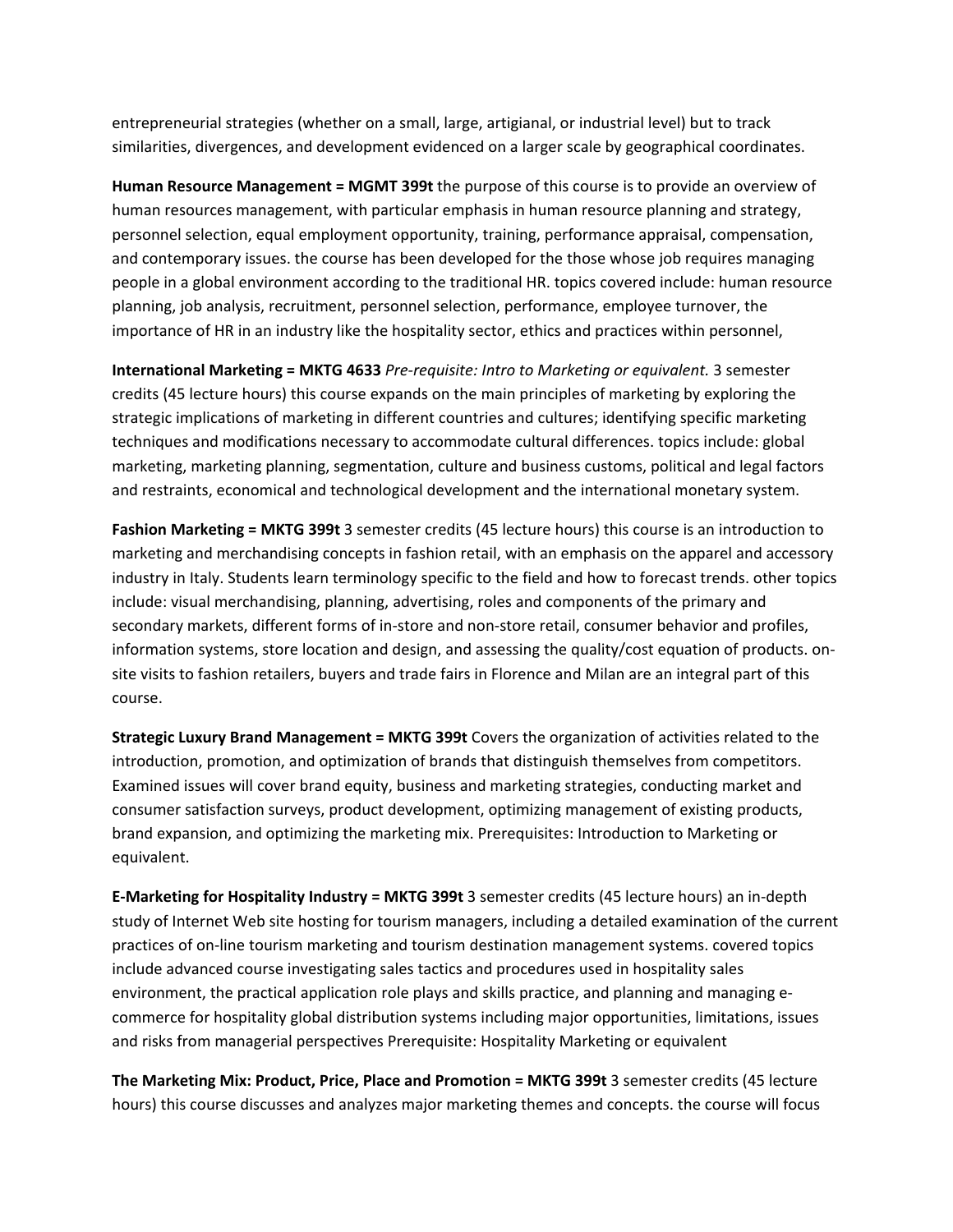entrepreneurial strategies (whether on a small, large, artigianal, or industrial level) but to track similarities, divergences, and development evidenced on a larger scale by geographical coordinates.

**Human Resource Management = MGMT 399t** the purpose of this course is to provide an overview of human resources management, with particular emphasis in human resource planning and strategy, personnel selection, equal employment opportunity, training, performance appraisal, compensation, and contemporary issues. the course has been developed for the those whose job requires managing people in a global environment according to the traditional HR. topics covered include: human resource planning, job analysis, recruitment, personnel selection, performance, employee turnover, the importance of HR in an industry like the hospitality sector, ethics and practices within personnel,

**International Marketing = MKTG 4633** *Pre-requisite: Intro to Marketing or equivalent.* 3 semester credits (45 lecture hours) this course expands on the main principles of marketing by exploring the strategic implications of marketing in different countries and cultures; identifying specific marketing techniques and modifications necessary to accommodate cultural differences. topics include: global marketing, marketing planning, segmentation, culture and business customs, political and legal factors and restraints, economical and technological development and the international monetary system.

**Fashion Marketing = MKTG 399t** 3 semester credits (45 lecture hours) this course is an introduction to marketing and merchandising concepts in fashion retail, with an emphasis on the apparel and accessory industry in Italy. Students learn terminology specific to the field and how to forecast trends. other topics include: visual merchandising, planning, advertising, roles and components of the primary and secondary markets, different forms of in-store and non-store retail, consumer behavior and profiles, information systems, store location and design, and assessing the quality/cost equation of products. on-site visits to fashion retailers, buyers and trade fairs in Florence and Milan are an integral part of this course.

**Strategic Luxury Brand Management = MKTG 399t** Covers the organization of activities related to the introduction, promotion, and optimization of brands that distinguish themselves from competitors. Examined issues will cover brand equity, business and marketing strategies, conducting market and consumer satisfaction surveys, product development, optimizing management of existing products, brand expansion, and optimizing the marketing mix. Prerequisites: Introduction to Marketing or equivalent.

**E-Marketing for Hospitality Industry = MKTG 399t** 3 semester credits (45 lecture hours) an in-depth study of Internet Web site hosting for tourism managers, including a detailed examination of the current practices of on-line tourism marketing and tourism destination management systems. covered topics include advanced course investigating sales tactics and procedures used in hospitality sales environment, the practical application role plays and skills practice, and planning and managing e-commerce for hospitality global distribution systems including major opportunities, limitations, issues and risks from managerial perspectives Prerequisite: Hospitality Marketing or equivalent

**The Marketing Mix: Product, Price, Place and Promotion = MKTG 399t** 3 semester credits (45 lecture hours) this course discusses and analyzes major marketing themes and concepts. the course will focus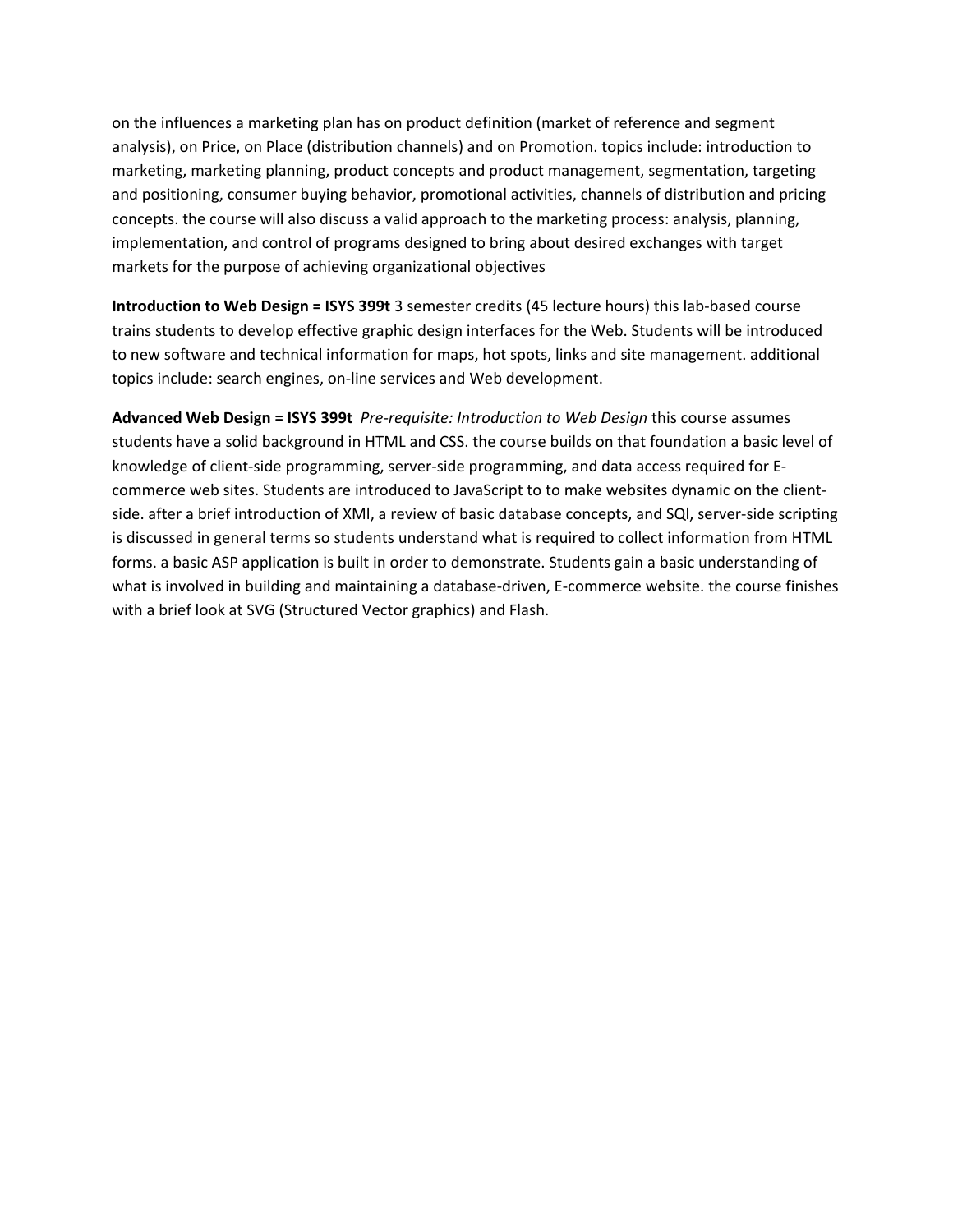on the influences a marketing plan has on product definition (market of reference and segment analysis), on Price, on Place (distribution channels) and on Promotion. topics include: introduction to marketing, marketing planning, product concepts and product management, segmentation, targeting and positioning, consumer buying behavior, promotional activities, channels of distribution and pricing concepts. the course will also discuss a valid approach to the marketing process: analysis, planning, implementation, and control of programs designed to bring about desired exchanges with target markets for the purpose of achieving organizational objectives

**Introduction to Web Design = ISYS 399t** 3 semester credits (45 lecture hours) this lab-based course trains students to develop effective graphic design interfaces for the Web. Students will be introduced to new software and technical information for maps, hot spots, links and site management. additional topics include: search engines, on-line services and Web development.

**Advanced Web Design = ISYS 399t** *Pre-requisite: Introduction to Web Design* this course assumes students have a solid background in HTML and CSS. the course builds on that foundation a basic level of knowledge of client-side programming, server-side programming, and data access required for E-commerce web sites. Students are introduced to JavaScript to to make websites dynamic on the client-side. after a brief introduction of XMl, a review of basic database concepts, and SQl, server-side scripting is discussed in general terms so students understand what is required to collect information from HTML forms. a basic ASP application is built in order to demonstrate. Students gain a basic understanding of what is involved in building and maintaining a database-driven, E-commerce website. the course finishes with a brief look at SVG (Structured Vector graphics) and Flash.